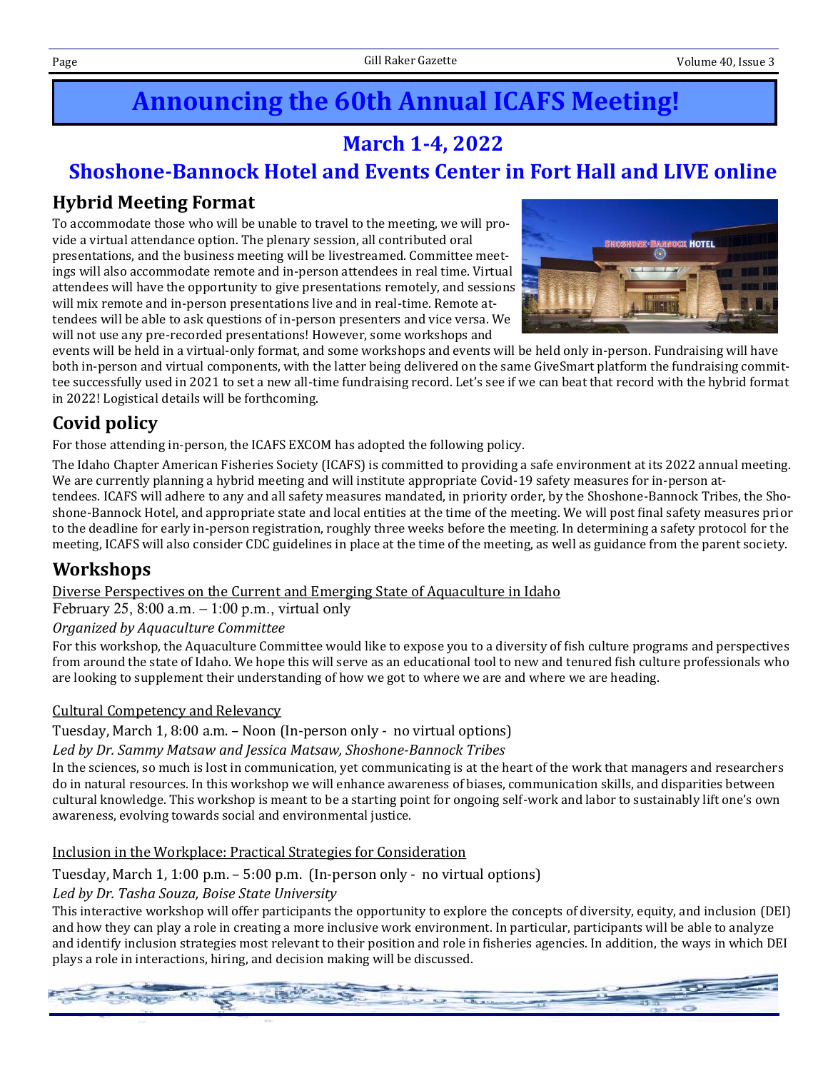# Announcing the 60th Annual ICAFS Meeting!

## March 1-4, 2022

## Shoshone-Bannock Hotel and Events Center in Fort Hall and LIVE online

### Hybrid Meeting Format

To accommodate those who will be unable to travel to the meeting, we will provide a virtual attendance option. The plenary session, all contributed oral presentations, and the business meeting will be livestreamed. Committee meetings will also accommodate remote and in-person attendees in real time. Virtual attendees will have the opportunity to give presentations remotely, and sessions will mix remote and in-person presentations live and in real-time. Remote attendees will be able to ask questions of in-person presenters and vice versa. We will not use any pre-recorded presentations! However, some workshops and events will be held in a virtual-only format, and some workshops and events will be held only in-person. Fundraising will have both in-person and virtual components, with the latter being delivered on the same GiveSmart platform the fundraising committee successfully used in 2021 to set a new all-time fundraising record. Let's see if we can beat that record with the hybrid format in 2022! Logistical details will be forthcoming.

### Covid policy

For those attending in-person, the ICAFS EXCOM has adopted the following policy.

The Idaho Chapter American Fisheries Society (ICAFS) is committed to providing a safe environment at its 2022 annual meeting. We are currently planning a hybrid meeting and will institute appropriate Covid-19 safety measures for in-person attendees. ICAFS will adhere to any and all safety measures mandated, in priority order, by the Shoshone-Bannock Tribes, the Shoshone-Bannock Hotel, and appropriate state and local entities at the time of the meeting. We will post final safety measures prior to the deadline for early in-person registration, roughly three weeks before the meeting. In determining a safety protocol for the meeting, ICAFS will also consider CDC guidelines in place at the time of the meeting, as well as guidance from the parent society.

### Workshops

Diverse Perspectives on the Current and Emerging State of Aquaculture in Idaho

February 25, 8:00 a.m. – 1:00 p.m., virtual only

*Organized by Aquaculture Committee*

For this workshop, the Aquaculture Committee would like to expose you to a diversity of fish culture programs and perspectives from around the state of Idaho. We hope this will serve as an educational tool to new and tenured fish culture professionals who are looking to supplement their understanding of how we got to where we are and where we are heading.

Cultural Competency and Relevancy

Tuesday, March 1, 8:00 a.m. – Noon (In-person only - no virtual options)

*Led by Dr. Sammy Matsaw and Jessica Matsaw, Shoshone-Bannock Tribes*

In the sciences, so much is lost in communication, yet communicating is at the heart of the work that managers and researchers do in natural resources. In this workshop we will enhance awareness of biases, communication skills, and disparities between cultural knowledge. This workshop is meant to be a starting point for ongoing self-work and labor to sustainably lift one's own awareness, evolving towards social and environmental justice.

Inclusion in the Workplace: Practical Strategies for Consideration

Tuesday, March 1, 1:00 p.m. – 5:00 p.m. (In-person only - no virtual options)

*Led by Dr. Tasha Souza, Boise State University*

This interactive workshop will offer participants the opportunity to explore the concepts of diversity, equity, and inclusion (DEI) and how they can play a role in creating a more inclusive work environment. In particular, participants will be able to analyze and identify inclusion strategies most relevant to their position and role in fisheries agencies. In addition, the ways in which DEI plays a role in interactions, hiring, and decision making will be discussed.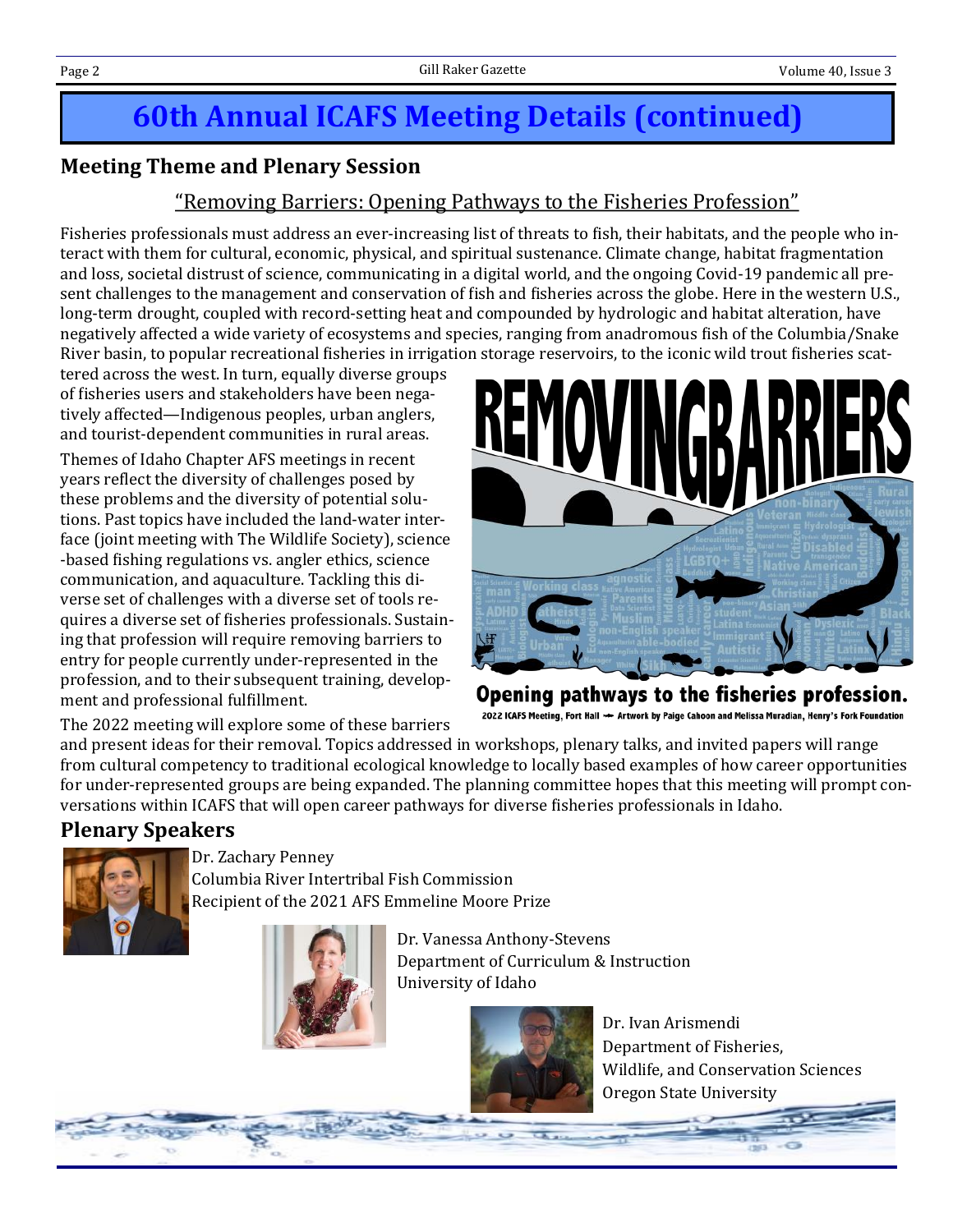# 60th Annual ICAFS Meeting Details (continued)

## Meeting Theme and Plenary Session

"Removing Barriers: Opening Pathways to the Fisheries Profession"

Fisheries professionals must address an ever-increasing list of threats to fish, their habitats, and the people who interact with them for cultural, economic, physical, and spiritual sustenance. Climate change, habitat fragmentation and loss, societal distrust of science, communicating in a digital world, and the ongoing Covid-19 pandemic all present challenges to the management and conservation of fish and fisheries across the globe. Here in the western U.S., long-term drought, coupled with record-setting heat and compounded by hydrologic and habitat alteration, have negatively affected a wide variety of ecosystems and species, ranging from anadromous fish of the Columbia/Snake River basin, to popular recreational fisheries in irrigation storage reservoirs, to the iconic wild trout fisheries scattered across the west. In turn, equally diverse groups of fisheries users and stakeholders have been negatively affected—Indigenous peoples, urban anglers, and tourist-dependent communities in rural areas.

Themes of Idaho Chapter AFS meetings in recent years reflect the diversity of challenges posed by these problems and the diversity of potential solutions. Past topics have included the land-water interface (joint meeting with The Wildlife Society), science-based fishing regulations vs. angler ethics, science communication, and aquaculture. Tackling this diverse set of challenges with a diverse set of tools requires a diverse set of fisheries professionals. Sustaining that profession will require removing barriers to entry for people currently under-represented in the profession, and to their subsequent training, development and professional fulfillment.

Opening pathways to the fisheries profession.

2022 ICAFS Meeting, Fort Hall — Artwork by Paige Cahoon and Melissa Muradian, Henry's Fork Foundation

The 2022 meeting will explore some of these barriers and present ideas for their removal. Topics addressed in workshops, plenary talks, and invited papers will range from cultural competency to traditional ecological knowledge to locally based examples of how career opportunities for under-represented groups are being expanded. The planning committee hopes that this meeting will prompt conversations within ICAFS that will open career pathways for diverse fisheries professionals in Idaho.

## Plenary Speakers

Dr. Zachary Penney
Columbia River Intertribal Fish Commission
Recipient of the 2021 AFS Emmeline Moore Prize

Dr. Vanessa Anthony-Stevens
Department of Curriculum & Instruction
University of Idaho

Dr. Ivan Arismendi
Department of Fisheries,
Wildlife, and Conservation Sciences
Oregon State University